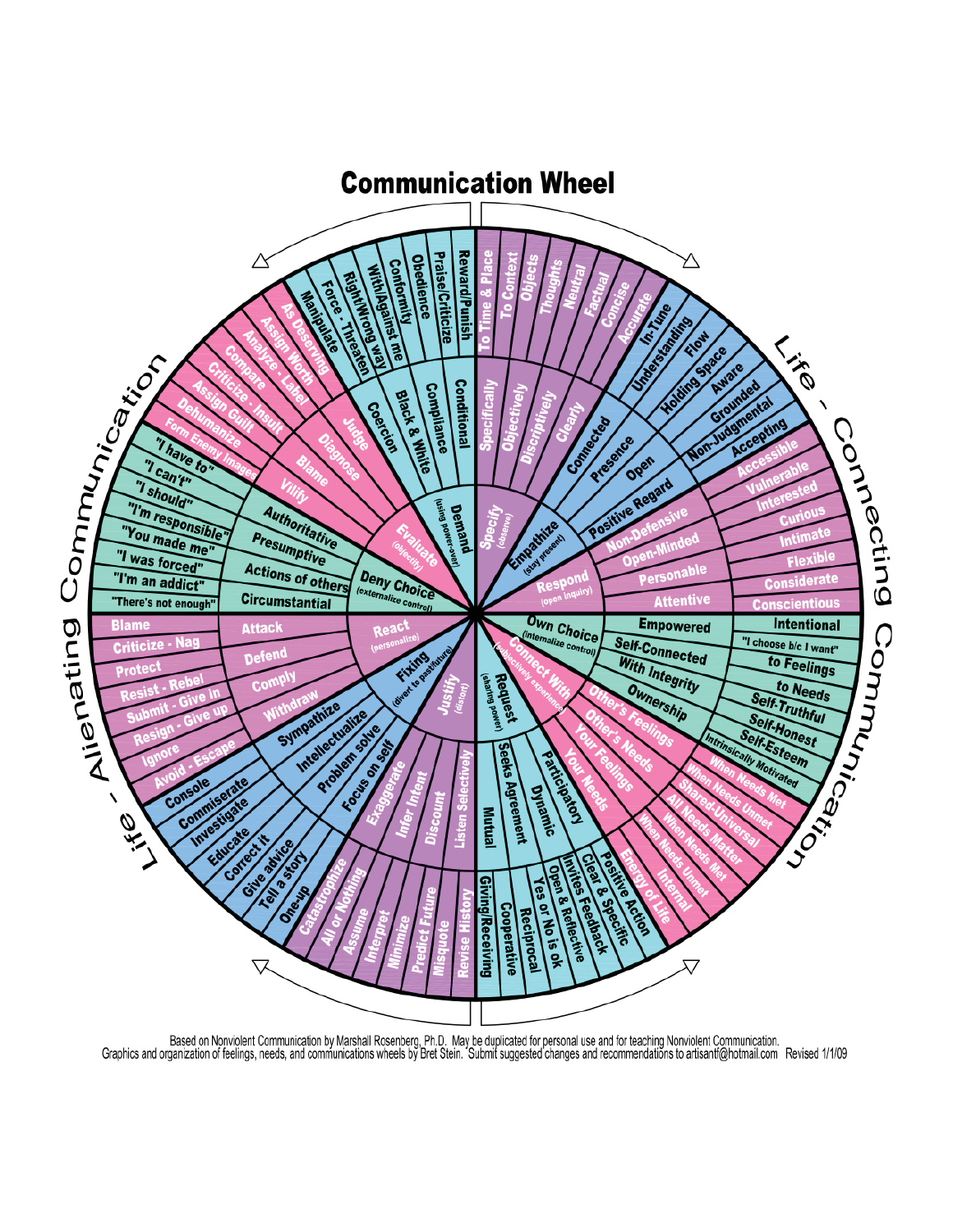# Communication Wheel

## Life - Alienating Communication

### Evaluate (objectify)
- **Judge**: As Deserving, Assign Worth
- **Diagnose**: Analyze - Label, Compare
- **Blame**: Criticize - Insult, Assign Guilt
- **Vilify**: Dehumanize, Form Enemy Images

### Demand (using power-over)
- **Conditional**: Reward/Punish, Praise/Criticize
- **Compliance**: Obedience, Conformity
- **Black & White**: With/Against me, Right/Wrong way
- **Coercion**: Force - Threaten, Manipulate

### Deny Choice (externalize control)
- **Authoritative**: "I have to", "I can't"
- **Presumptive**: "I should", "I'm responsible"
- **Actions of others**: "You made me", "I was forced"
- **Circumstantial**: "I'm an addict", "There's not enough"

### React (personalize)
- **Attack**: Blame, Criticize - Nag
- **Defend**: Protect, Resist - Rebel
- **Comply**: Submit - Give in, Resign - Give up
- **Withdraw**: Ignore, Avoid - Escape

### Fixing (divert to past/future)
- **Sympathize**: Console, Commiserate
- **Intellectualize**: Investigate, Educate
- **Problem solve**: Correct it, Give advice
- **Focus on self**: Tell a story, One-up

### Justify (distort)
- **Exaggerate**: Catastrophize, All or Nothing
- **Infer Intent**: Assume, Interpret
- **Discount**: Minimize, Predict Future
- **Listen Selectively**: Misquote, Revise History

## Life - Connecting Communication

### Specify (observe)
- **Specifically**: To Time & Place, To Context
- **Objectively**: Objects, Thoughts
- **Discriptively**: Neutral, Factual
- **Clearly**: Concise, Accurate

### Empathize (stay present)
- **Connected**: In-Tune, Understanding
- **Presence**: Flow, Holding Space
- **Open**: Aware, Grounded
- **Positive Regard**: Non-Judgmental, Accepting

### Respond (open inquiry)
- **Non-Defensive**: Accessible, Vulnerable
- **Open-Minded**: Interested, Curious
- **Personable**: Intimate, Flexible
- **Attentive**: Considerate, Conscientious

### Own Choice (internalize control)
- **Empowered**: Intentional, "I choose b/c I want"
- **Self-Connected**: to Feelings, to Needs
- **With Integrity**: Self-Truthful, Self-Honest
- **Ownership**: Self-Esteem, Intrinsically Motivated

### Connect With (subjectively experience)
- **Other's Feelings**: When Needs Met, When Needs Unmet
- **Other's Needs**: Shared-Universal, All Needs Matter
- **Your Feelings**: When Needs Met, When Needs Unmet
- **Your Needs**: Internal, Energy of Life

### Request (sharing power)
- **Participatory**: Positive Action, Clear & Specific
- **Dynamic**: Invites Feedback, Open & Reflective
- **Seeks Agreement**: Yes or No is ok, Reciprocal
- **Mutual**: Cooperative, Giving/Receiving

Based on Nonviolent Communication by Marshall Rosenberg, Ph.D. May be duplicated for personal use and for teaching Nonviolent Communication.
Graphics and organization of feelings, needs, and communications wheels by Bret Stein. Submit suggested changes and recommendations to artisantf@hotmail.com Revised 1/1/09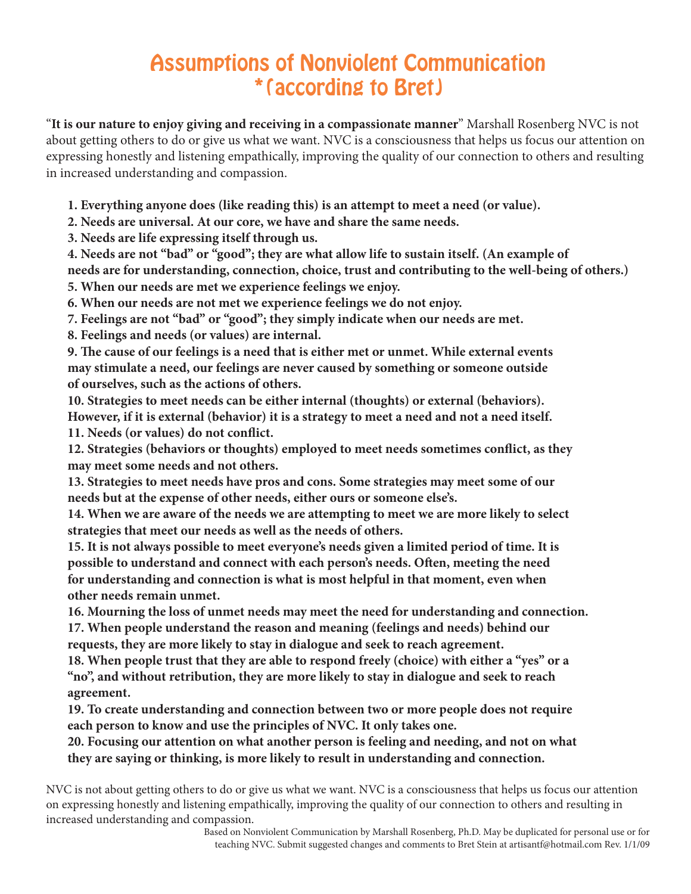# Assumptions of Nonviolent Communication *(according to Bret)

"**It is our nature to enjoy giving and receiving in a compassionate manner**" Marshall Rosenberg NVC is not about getting others to do or give us what we want. NVC is a consciousness that helps us focus our attention on expressing honestly and listening empathically, improving the quality of our connection to others and resulting in increased understanding and compassion.

**1. Everything anyone does (like reading this) is an attempt to meet a need (or value).**
**2. Needs are universal. At our core, we have and share the same needs.**
**3. Needs are life expressing itself through us.**
**4. Needs are not "bad" or "good"; they are what allow life to sustain itself. (An example of needs are for understanding, connection, choice, trust and contributing to the well-being of others.)**
**5. When our needs are met we experience feelings we enjoy.**
**6. When our needs are not met we experience feelings we do not enjoy.**
**7. Feelings are not "bad" or "good"; they simply indicate when our needs are met.**
**8. Feelings and needs (or values) are internal.**
**9. The cause of our feelings is a need that is either met or unmet. While external events may stimulate a need, our feelings are never caused by something or someone outside of ourselves, such as the actions of others.**
**10. Strategies to meet needs can be either internal (thoughts) or external (behaviors). However, if it is external (behavior) it is a strategy to meet a need and not a need itself.**
**11. Needs (or values) do not conflict.**
**12. Strategies (behaviors or thoughts) employed to meet needs sometimes conflict, as they may meet some needs and not others.**
**13. Strategies to meet needs have pros and cons. Some strategies may meet some of our needs but at the expense of other needs, either ours or someone else's.**
**14. When we are aware of the needs we are attempting to meet we are more likely to select strategies that meet our needs as well as the needs of others.**
**15. It is not always possible to meet everyone's needs given a limited period of time. It is possible to understand and connect with each person's needs. Often, meeting the need for understanding and connection is what is most helpful in that moment, even when other needs remain unmet.**
**16. Mourning the loss of unmet needs may meet the need for understanding and connection.**
**17. When people understand the reason and meaning (feelings and needs) behind our requests, they are more likely to stay in dialogue and seek to reach agreement.**
**18. When people trust that they are able to respond freely (choice) with either a "yes" or a "no", and without retribution, they are more likely to stay in dialogue and seek to reach agreement.**
**19. To create understanding and connection between two or more people does not require each person to know and use the principles of NVC. It only takes one.**
**20. Focusing our attention on what another person is feeling and needing, and not on what they are saying or thinking, is more likely to result in understanding and connection.**

NVC is not about getting others to do or give us what we want. NVC is a consciousness that helps us focus our attention on expressing honestly and listening empathically, improving the quality of our connection to others and resulting in increased understanding and compassion.

Based on Nonviolent Communication by Marshall Rosenberg, Ph.D. May be duplicated for personal use or for teaching NVC. Submit suggested changes and comments to Bret Stein at artisantf@hotmail.com Rev. 1/1/09